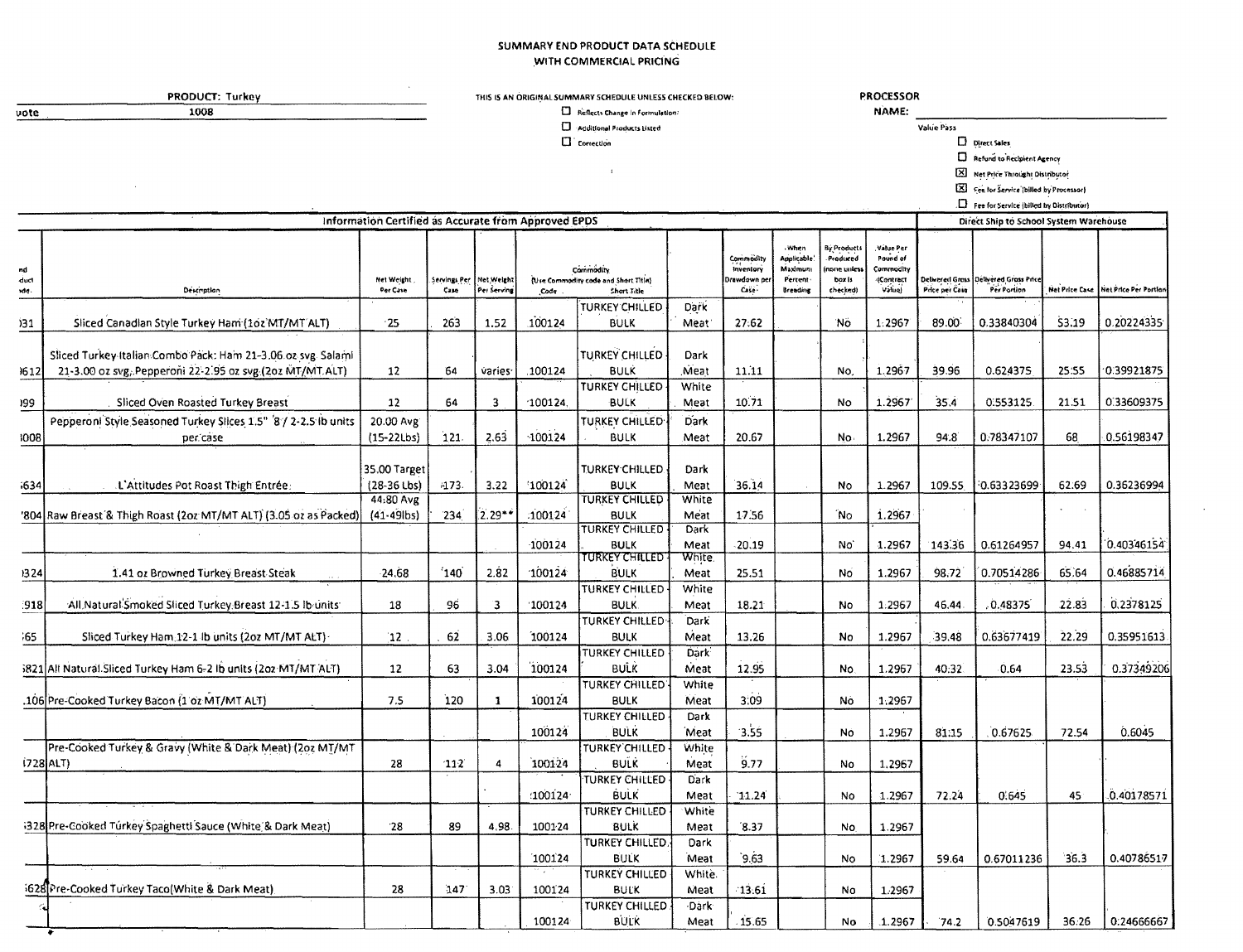# SUMMARY END PRODUCT DATA SCHEDULE
## WITH COMMERCIAL PRICING

**PRODUCT:** Turkey

uote 1008

THIS IS AN ORIGINAL SUMMARY SCHEDULE UNLESS CHECKED BELOW:

- ☐ Reflects Change in Formulation
- ☐ Additional Products Listed
- ☐ Correction

**PROCESSOR NAME:**

Value Pass

- ☐ Direct Sales
- ☐ Refund to Recipient Agency
- ☒ Net Price Through Distributor
- ☒ Fee for Service (billed by Processor)
- ☐ Fee for Service (billed by Distributor)

| Information Certified as Accurate from Approved EPDS | | | | | | | | | | | | | Direct Ship to School System Warehouse | | | |
|---|---|---|---|---|---|---|---|---|---|---|---|---|---|---|---|---|
| nd duct ode | Description | Net Weight Per Case | Servings Per Case | Net Weight Per Serving | Commodity (Use Commodity code and Short Title) Code | Short Title | | Commodity Inventory Drawdown per Case | When Applicable Maximum Percent Breading | By Products Produced (none unless box is checked) | Value Per Pound of Commodity (Contract Value) | Delivered Gross Price per Case | Delivered Gross Price Per Portion | Net Price Case | Net Price Per Portion |
| )31 | Sliced Canadian Style Turkey Ham (1oz MT/MT ALT) | 25 | 263 | 1.52 | 100124 | TURKEY CHILLED BULK | Dark Meat | 27.62 | | No | 1.2967 | 89.00 | 0.33840304 | 53.19 | 0.20224335 |
| )612 | Sliced Turkey Italian Combo Pack: Ham 21-3.06 oz svg Salami 21-3.00 oz svg, Pepperoni 22-2.95 oz svg (2oz MT/MT ALT) | 12 | 64 | varies | 100124 | TURKEY CHILLED BULK | Dark Meat | 11.11 | | No | 1.2967 | 39.96 | 0.624375 | 25.55 | 0.39921875 |
| )99 | Sliced Oven Roasted Turkey Breast | 12 | 64 | 3 | 100124 | TURKEY CHILLED BULK | White Meat | 10.71 | | No | 1.2967 | 35.4 | 0.553125 | 21.51 | 0.33609375 |
| 008 | Pepperoni Style Seasoned Turkey Slices 1.5" 8 / 2-2.5 lb units per case | 20.00 Avg (15-22Lbs) | 121 | 2.63 | 100124 | TURKEY CHILLED BULK | Dark Meat | 20.67 | | No | 1.2967 | 94.8 | 0.78347107 | 68 | 0.56198347 |
| i634 | L'Attitudes Pot Roast Thigh Entrée | 35.00 Target (28-36 Lbs) | 173 | 3.22 | 100124 | TURKEY CHILLED BULK | Dark Meat | 36.14 | | No | 1.2967 | 109.55 | 0.63323699 | 62.69 | 0.36236994 |
| '804 | Raw Breast & Thigh Roast (2oz MT/MT ALT) (3.05 oz as Packed) | 44.80 Avg (41-49lbs) | 234 | 2.29** | 100124 | TURKEY CHILLED BULK | White Meat | 17.56 | | No | 1.2967 | | | | |
| | | | | | 100124 | TURKEY CHILLED BULK | Dark Meat | 20.19 | | No | 1.2967 | 143.36 | 0.61264957 | 94.41 | 0.40346154 |
| )324 | 1.41 oz Browned Turkey Breast Steak | 24.68 | 140 | 2.82 | 100124 | TURKEY CHILLED BULK | White Meat | 25.51 | | No | 1.2967 | 98.72 | 0.70514286 | 65.64 | 0.46885714 |
| :918 | All Natural Smoked Sliced Turkey Breast 12-1.5 lb units | 18 | 96 | 3 | 100124 | TURKEY CHILLED BULK | White Meat | 18.21 | | No | 1.2967 | 46.44 | 0.48375 | 22.83 | 0.2378125 |
| i65 | Sliced Turkey Ham 12-1 lb units (2oz MT/MT ALT) | 12 | 62 | 3.06 | 100124 | TURKEY CHILLED BULK | Dark Meat | 13.26 | | No | 1.2967 | 39.48 | 0.63677419 | 22.29 | 0.35951613 |
| i821 | All Natural Sliced Turkey Ham 6-2 lb units (2oz MT/MT ALT) | 12 | 63 | 3.04 | 100124 | TURKEY CHILLED BULK | Dark Meat | 12.95 | | No | 1.2967 | 40.32 | 0.64 | 23.53 | 0.37349206 |
| .106 | Pre-Cooked Turkey Bacon (1 oz MT/MT ALT) | 7.5 | 120 | 1 | 100124 | TURKEY CHILLED BULK | White Meat | 3.09 | | No | 1.2967 | | | | |
| | | | | | 100124 | TURKEY CHILLED BULK | Dark Meat | 3.55 | | No | 1.2967 | 81.15 | 0.67625 | 72.54 | 0.6045 |
| i728 | Pre-Cooked Turkey & Gravy (White & Dark Meat) (2oz MT/MT ALT) | 28 | 112 | 4 | 100124 | TURKEY CHILLED BULK | White Meat | 9.77 | | No | 1.2967 | | | | |
| | | | | | 100124 | TURKEY CHILLED BULK | Dark Meat | 11.24 | | No | 1.2967 | 72.24 | 0.645 | 45 | 0.40178571 |
| i328 | Pre-Cooked Turkey Spaghetti Sauce (White & Dark Meat) | 28 | 89 | 4.98 | 100124 | TURKEY CHILLED BULK | White Meat | 8.37 | | No | 1.2967 | | | | |
| | | | | | 100124 | TURKEY CHILLED BULK | Dark Meat | 9.63 | | No | 1.2967 | 59.64 | 0.67011236 | 36.3 | 0.40786517 |
| i628 | Pre-Cooked Turkey Taco (White & Dark Meat) | 28 | 147 | 3.03 | 100124 | TURKEY CHILLED BULK | White Meat | 13.61 | | No | 1.2967 | | | | |
| | | | | | 100124 | TURKEY CHILLED BULK | Dark Meat | 15.65 | | No | 1.2967 | 74.2 | 0.5047619 | 36.26 | 0.24666667 |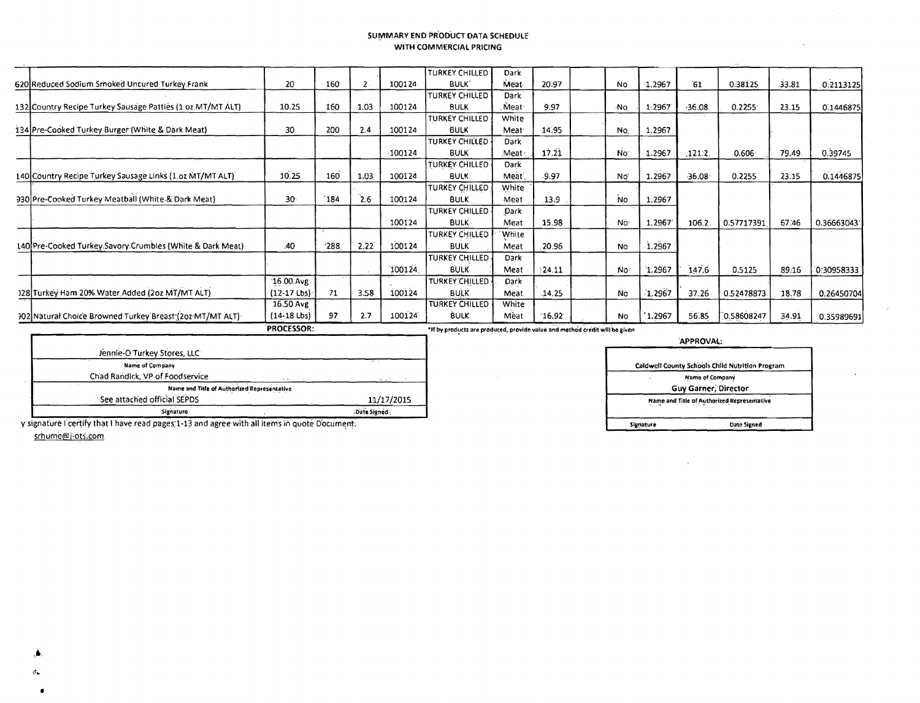# SUMMARY END PRODUCT DATA SCHEDULE
## WITH COMMERCIAL PRICING

| | | | | | | | | | | | | | | | |
|---|---|---|---|---|---|---|---|---|---|---|---|---|---|---|---|
| 620 | Reduced Sodium Smoked Uncured Turkey Frank | 20 | 160 | 2 | 100124 | TURKEY CHILLED BULK | Dark Meat | 20.97 | | No | 1.2967 | 61 | 0.38125 | 33.81 | 0.2113125 |
| 132 | Country Recipe Turkey Sausage Patties (1 oz MT/MT ALT) | 10.25 | 160 | 1.03 | 100124 | TURKEY CHILLED BULK | Dark Meat | 9.97 | | No | 1.2967 | 36.08 | 0.2255 | 23.15 | 0.1446875 |
| 134 | Pre-Cooked Turkey Burger (White & Dark Meat) | 30 | 200 | 2.4 | 100124 | TURKEY CHILLED BULK | White Meat | 14.95 | | No | 1.2967 | | | | |
| | | | | | 100124 | TURKEY CHILLED BULK | Dark Meat | 17.21 | | No | 1.2967 | 121.2 | 0.606 | 79.49 | 0.39745 |
| 140 | Country Recipe Turkey Sausage Links (1 oz MT/MT ALT) | 10.25 | 160 | 1.03 | 100124 | TURKEY CHILLED BULK | Dark Meat | 9.97 | | No | 1.2967 | 36.08 | 0.2255 | 23.15 | 0.1446875 |
| 930 | Pre-Cooked Turkey Meatball (White & Dark Meat) | 30 | 184 | 2.6 | 100124 | TURKEY CHILLED BULK | White Meat | 13.9 | | No | 1.2967 | | | | |
| | | | | | 100124 | TURKEY CHILLED BULK | Dark Meat | 15.98 | | No | 1.2967 | 106.2 | 0.57717391 | 67.46 | 0.36663043 |
| 140 | Pre-Cooked Turkey Savory Crumbles (White & Dark Meat) | 40 | 288 | 2.22 | 100124 | TURKEY CHILLED BULK | White Meat | 20.96 | | No | 1.2967 | | | | |
| | | | | | 100124 | TURKEY CHILLED BULK | Dark Meat | 24.11 | | No | 1.2967 | 147.6 | 0.5125 | 89.16 | 0.30958333 |
| 028 | Turkey Ham 20% Water Added (2oz MT/MT ALT) | 16.00 Avg (12-17 Lbs) | 71 | 3.58 | 100124 | TURKEY CHILLED BULK | Dark Meat | 14.25 | | No | 1.2967 | 37.26 | 0.52478873 | 18.78 | 0.26450704 |
| 002 | Natural Choice Browned Turkey Breast (2oz MT/MT ALT) | 16.50 Avg (14-18 Lbs) | 97 | 2.7 | 100124 | TURKEY CHILLED BULK | White Meat | 16.92 | | No | 1.2967 | 56.85 | 0.58608247 | 34.91 | 0.35989691 |

*If by products are produced, provide value and method credit will be given

**PROCESSOR:**

| | |
|---|---|
| Jennie-O Turkey Stores, LLC | |
| Name of Company | |
| Chad Randick, VP of Foodservice | |
| Name and Title of Authorized Representative | |
| See attached official SEPDS | 11/17/2015 |
| Signature | Date Signed |

y signature I certify that I have read pages 1-13 and agree with all items in quote Document.

srhume@j-ots.com

**APPROVAL:**

| | |
|---|---|
| Caldwell County Schools Child Nutrition Program | |
| Name of Company | |
| Guy Garner, Director | |
| Name and Title of Authorized Representative | |
| | |
| Signature | Date Signed |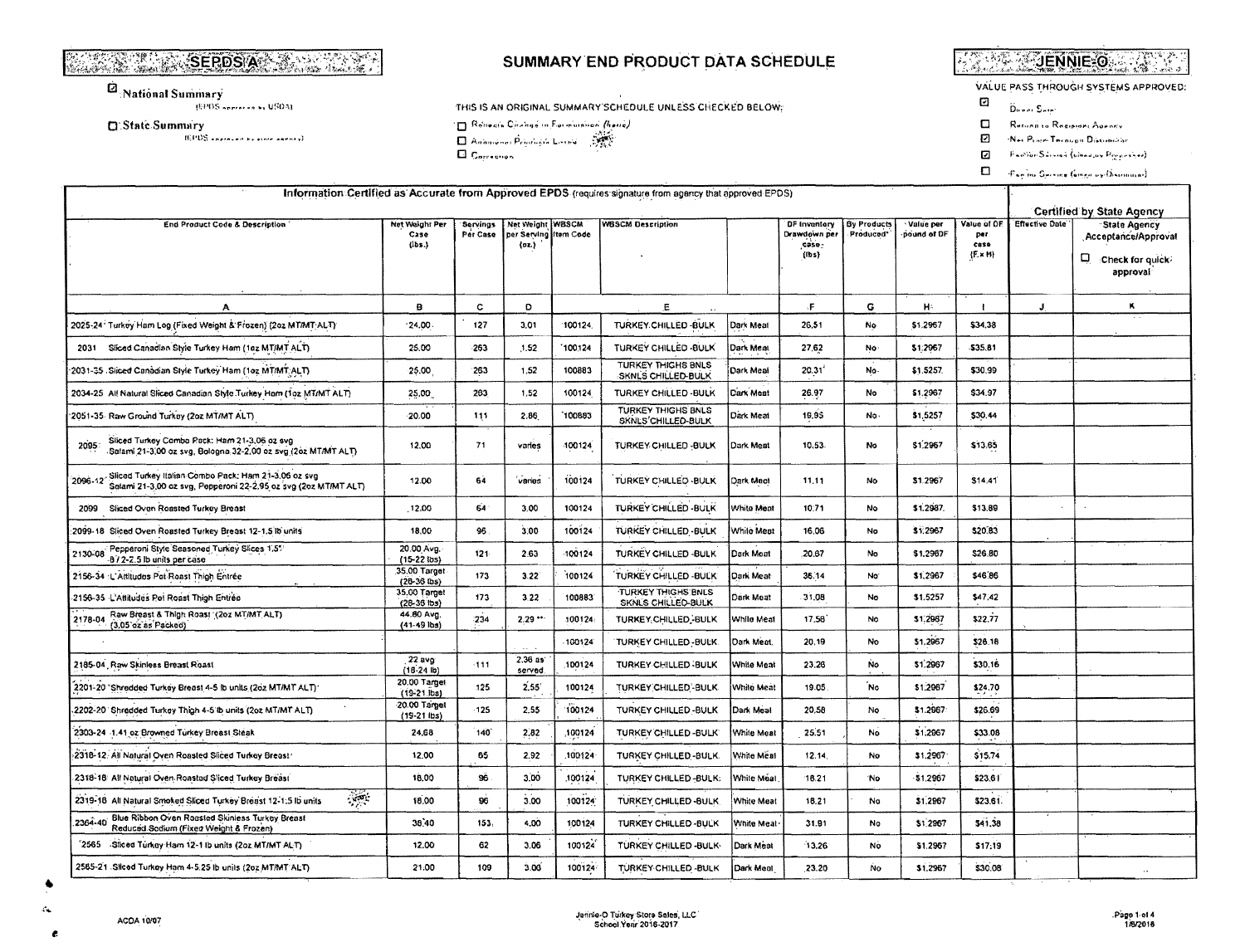**SEPDS A**

# SUMMARY END PRODUCT DATA SCHEDULE

**JENNIE-O**

☑ National Summary
(EPDS approved by USDA)

☐ State Summary
(EPDS approved by state agency)

THIS IS AN ORIGINAL SUMMARY SCHEDULE UNLESS CHECKED BELOW:

☐ Reflects Change in Formulation (here)
☐ Additional Products Listed
☐ Correction

VALUE PASS THROUGH SYSTEMS APPROVED:

☑ Direct Sale
☐ Refund to Recipient Agency
☑ Net Price Through Distributor
☑ Fee for Service (directly by Processor)
☐ Fee for Service (directly by Distributor)

| Information Certified as Accurate from Approved EPDS (requires signature from agency that approved EPDS) | | | | | | | | | | | | Certified by State Agency | |
|---|---|---|---|---|---|---|---|---|---|---|---|---|---|
| End Product Code & Description | Net Weight Per Case (lbs.) | Servings Per Case | Net Weight per Serving (oz.) | WBSCM Item Code | WBSCM Description | | DF Inventory Drawdown per case (lbs) | By Products Produced* | Value per pound of DF | Value of DF per case (F x H) | Effective Date | State Agency Acceptance/Approval ☐ Check for quick approval |
| A | B | C | D | | E | | F | G | H | I | J | K |
| 2025-24 Turkey Ham Log (Fixed Weight & Frozen) (2oz MT/MT ALT) | 24.00 | 127 | 3.01 | 100124 | TURKEY CHILLED -BULK | Dark Meat | 26.51 | No | $1.2967 | $34.38 | | |
| 2031 Sliced Canadian Style Turkey Ham (1oz MT/MT ALT) | 25.00 | 263 | 1.52 | 100124 | TURKEY CHILLED -BULK | Dark Meat | 27.62 | No | $1.2967 | $35.81 | | |
| 2031-35 Sliced Canadian Style Turkey Ham (1oz MT/MT ALT) | 25.00 | 263 | 1.52 | 100883 | TURKEY THIGHS BNLS SKNLS CHILLED-BULK | Dark Meat | 20.31 | No | $1.5257 | $30.99 | | |
| 2034-25 All Natural Sliced Canadian Style Turkey Ham (1oz MT/MT ALT) | 25.00 | 263 | 1.52 | 100124 | TURKEY CHILLED -BULK | Dark Meat | 26.97 | No | $1.2967 | $34.97 | | |
| 2051-35 Raw Ground Turkey (2oz MT/MT ALT) | 20.00 | 111 | 2.86 | 100883 | TURKEY THIGHS BNLS SKNLS CHILLED-BULK | Dark Meat | 19.95 | No | $1.5257 | $30.44 | | |
| 2095 Sliced Turkey Combo Pack: Ham 21-3.06 oz svg Salami 21-3.00 oz svg, Bologna 32-2.00 oz svg (2oz MT/MT ALT) | 12.00 | 71 | varies | 100124 | TURKEY CHILLED -BULK | Dark Meat | 10.53 | No | $1.2967 | $13.65 | | |
| 2096-12 Sliced Turkey Italian Combo Pack: Ham 21-3.06 oz svg Salami 21-3.00 oz svg, Pepperoni 22-2.95 oz svg (2oz MT/MT ALT) | 12.00 | 64 | varies | 100124 | TURKEY CHILLED -BULK | Dark Meat | 11.11 | No | $1.2967 | $14.41 | | |
| 2099 Sliced Oven Roasted Turkey Breast | 12.00 | 64 | 3.00 | 100124 | TURKEY CHILLED -BULK | White Meat | 10.71 | No | $1.2967 | $13.89 | | |
| 2099-18 Sliced Oven Roasted Turkey Breast 12-1.5 lb units | 18.00 | 96 | 3.00 | 100124 | TURKEY CHILLED -BULK | White Meat | 16.06 | No | $1.2967 | $20.83 | | |
| 2130-08 Pepperoni Style Seasoned Turkey Slices 1.5" 8 / 2-2.5 lb units per case | 20.00 Avg. (15-22 lbs) | 121 | 2.63 | 100124 | TURKEY CHILLED -BULK | Dark Meat | 20.67 | No | $1.2967 | $26.80 | | |
| 2156-34 L'Attitudes Pot Roast Thigh Entrée | 35.00 Target (28-38 lbs) | 173 | 3.22 | 100124 | TURKEY CHILLED -BULK | Dark Meat | 36.14 | No | $1.2967 | $46.86 | | |
| 2156-35 L'Attitudes Pot Roast Thigh Entrée | 35.00 Target (28-38 lbs) | 173 | 3.22 | 100883 | TURKEY THIGHS BNLS SKNLS CHILLED-BULK | Dark Meat | 31.08 | No | $1.5257 | $47.42 | | |
| 2178-04 Raw Breast & Thigh Roast (2oz MT/MT ALT) (3.05 oz as Packed) | 44.80 Avg. (41-49 lbs) | 234 | 2.29 ** | 100124 | TURKEY CHILLED -BULK | White Meat | 17.58 | No | $1.2967 | $22.77 | | |
| | | | | 100124 | TURKEY CHILLED -BULK | Dark Meat | 20.19 | No | $1.2967 | $26.18 | | |
| 2185-04 Raw Skinless Breast Roast | 22 avg (18-24 lb) | 111 | 2.36 as served | 100124 | TURKEY CHILLED -BULK | White Meat | 23.26 | No | $1.2967 | $30.16 | | |
| 2201-20 Shredded Turkey Breast 4-5 lb units (2oz MT/MT ALT) | 20.00 Target (19-21 lbs) | 125 | 2.55 | 100124 | TURKEY CHILLED -BULK | White Meat | 19.05 | No | $1.2967 | $24.70 | | |
| 2202-20 Shredded Turkey Thigh 4-5 lb units (2oz MT/MT ALT) | 20.00 Target (19-21 lbs) | 125 | 2.55 | 100124 | TURKEY CHILLED -BULK | Dark Meat | 20.58 | No | $1.2967 | $26.69 | | |
| 2303-24 1.41 oz Browned Turkey Breast Steak | 24.68 | 140 | 2.82 | 100124 | TURKEY CHILLED -BULK | White Meat | 25.51 | No | $1.2967 | $33.08 | | |
| 2318-12 All Natural Oven Roasted Sliced Turkey Breast | 12.00 | 65 | 2.92 | 100124 | TURKEY CHILLED -BULK | White Meat | 12.14 | No | $1.2967 | $15.74 | | |
| 2318-18 All Natural Oven Roasted Sliced Turkey Breast | 18.00 | 96 | 3.00 | 100124 | TURKEY CHILLED -BULK | White Meat | 18.21 | No | $1.2967 | $23.61 | | |
| 2319-18 All Natural Smoked Sliced Turkey Breast 12-1.5 lb units | 18.00 | 96 | 3.00 | 100124 | TURKEY CHILLED -BULK | White Meat | 18.21 | No | $1.2967 | $23.61 | | |
| 2364-40 Blue Ribbon Oven Roasted Skinless Turkey Breast Reduced Sodium (Fixed Weight & Frozen) | 38.40 | 153 | 4.00 | 100124 | TURKEY CHILLED -BULK | White Meat | 31.91 | No | $1.2967 | $41.38 | | |
| 2565 Sliced Turkey Ham 12-1 lb units (2oz MT/MT ALT) | 12.00 | 62 | 3.06 | 100124 | TURKEY CHILLED -BULK | Dark Meat | 13.26 | No | $1.2967 | $17.19 | | |
| 2565-21 Sliced Turkey Ham 4-5.25 lb units (2oz MT/MT ALT) | 21.00 | 109 | 3.00 | 100124 | TURKEY CHILLED -BULK | Dark Meat | 23.20 | No | $1.2967 | $30.08 | | |

ACDA 10/07

Jennie-O Turkey Store Sales, LLC
School Year 2016-2017

1/6/2016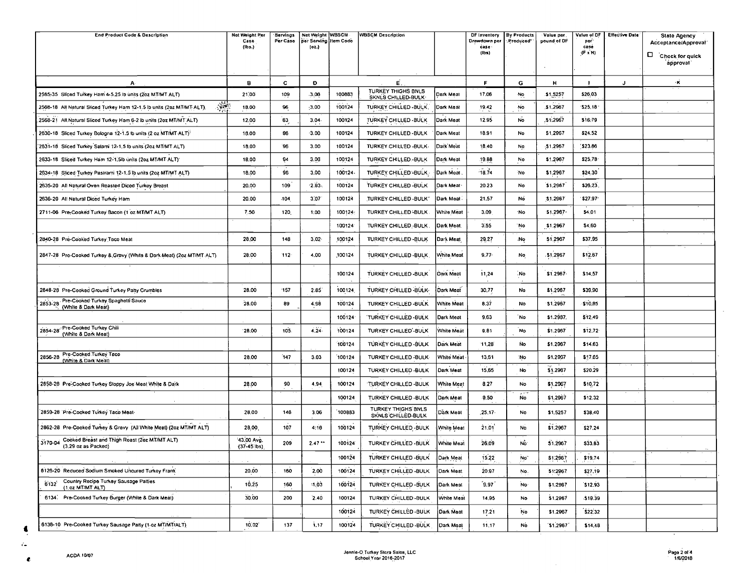| End Product Code & Description | Net Weight Per Case (lbs.) | Servings Per Case | Net Weight per Serving (oz.) | WBSCM Item Code | WBSCM Description | | DF Inventory Drawdown per case (lbs) | By Products Produced* | Value per pound of DF | Value of DF per case (F x H) | Effective Date | State Agency Acceptance/Approval ☐ Check for quick approval |
|---|---|---|---|---|---|---|---|---|---|---|---|---|
| A | B | C | D | E | | | F | G | H | I | J | K |
| 2565-35 Sliced Turkey Ham 4-5.25 lb units (2oz MT/MT ALT) | 21.00 | 109 | 3.08 | 100883 | TURKEY THIGHS BNLS SKNLS CHILLED-BULK | Dark Meat | 17.06 | No | $1.5257 | $26.03 | | |
| 2568-18 All Natural Sliced Turkey Ham 12-1.5 lb units (2oz MT/MT ALT) NEW | 18.00 | 96 | 3.00 | 100124 | TURKEY CHILLED -BULK | Dark Meat | 19.42 | No | $1.2967 | $25.18 | | |
| 2568-21 All Natural Sliced Turkey Ham 6-2 lb units (2oz MT/MT ALT) | 12.00 | 63 | 3.04 | 100124 | TURKEY CHILLED -BULK | Dark Meat | 12.95 | No | $1.2967 | $16.79 | | |
| 2630-18 Sliced Turkey Bologna 12-1.5 lb units (2 oz MT/MT ALT) | 18.00 | 96 | 3.00 | 100124 | TURKEY CHILLED -BULK | Dark Meat | 18.91 | No | $1.2967 | $24.52 | | |
| 2631-18 Sliced Turkey Salami 12-1.5 lb units (2oz MT/MT ALT) | 18.00 | 96 | 3.00 | 100124 | TURKEY CHILLED -BULK | Dark Meat | 18.40 | No | $1.2967 | $23.86 | | |
| 2633-18 Sliced Turkey Ham 12-1.5lb units (2oz MT/MT ALT) | 18.00 | 94 | 3.06 | 100124 | TURKEY CHILLED -BULK | Dark Meat | 19.88 | No | $1.2967 | $25.78 | | |
| 2634-18 Sliced Turkey Pastrami 12-1.5 lb units (2oz MT/MT ALT) | 18.00 | 96 | 3.00 | 100124 | TURKEY CHILLED -BULK | Dark Meat | 18.74 | No | $1.2967 | $24.30 | | |
| 2635-20 All Natural Oven Roasted Diced Turkey Breast | 20.00 | 109 | 2.93 | 100124 | TURKEY CHILLED -BULK | Dark Meat | 20.23 | No | $1.2967 | $26.23 | | |
| 2636-20 All Natural Diced Turkey Ham | 20.00 | 104 | 3.07 | 100124 | TURKEY CHILLED -BULK | Dark Meat | 21.57 | No | $1.2967 | $27.97 | | |
| 2711-06 Pre-Cooked Turkey Bacon (1 oz MT/MT ALT) | 7.50 | 120 | 1.00 | 100124 | TURKEY CHILLED -BULK | White Meat | 3.09 | No | $1.2967 | $4.01 | | |
| | | | | 100124 | TURKEY CHILLED -BULK | Dark Meat | 3.55 | No | $1.2967 | $4.60 | | |
| 2840-28 Pre-Cooked Turkey Taco Meat | 28.00 | 148 | 3.02 | 100124 | TURKEY CHILLED -BULK | Dark Meat | 29.27 | No | $1.2967 | $37.95 | | |
| 2847-28 Pre-Cooked Turkey & Gravy (White & Dark Meat) (2oz MT/MT ALT) | 28.00 | 112 | 4.00 | 100124 | TURKEY CHILLED -BULK | White Meat | 9.77 | No | $1.2967 | $12.67 | | |
| | | | | 100124 | TURKEY CHILLED -BULK | Dark Meat | 11.24 | No | $1.2967 | $14.57 | | |
| 2848-28 Pre-Cooked Ground Turkey Patty Crumbles | 28.00 | 157 | 2.85 | 100124 | TURKEY CHILLED -BULK | Dark Meat | 30.77 | No | $1.2967 | $39.90 | | |
| 2853-28 Pre-Cooked Turkey Spaghetti Sauce (White & Dark Meat) | 28.00 | 89 | 4.98 | 100124 | TURKEY CHILLED -BULK | White Meat | 8.37 | No | $1.2967 | $10.85 | | |
| | | | | 100124 | TURKEY CHILLED -BULK | Dark Meat | 9.63 | No | $1.2967 | $12.49 | | |
| 2854-28 Pre-Cooked Turkey Chili (White & Dark Meat) | 28.00 | 105 | 4.24 | 100124 | TURKEY CHILLED -BULK | White Meat | 9.81 | No | $1.2967 | $12.72 | | |
| | | | | 100124 | TURKEY CHILLED -BULK | Dark Meat | 11.28 | No | $1.2967 | $14.63 | | |
| 2856-28 Pre-Cooked Turkey Taco (White & Dark Meat) | 28.00 | 147 | 3.03 | 100124 | TURKEY CHILLED -BULK | White Meat | 13.61 | No | $1.2967 | $17.65 | | |
| | | | | 100124 | TURKEY CHILLED -BULK | Dark Meat | 15.65 | No | $1.2967 | $20.29 | | |
| 2858-28 Pre-Cooked Turkey Sloppy Joe Meat White & Dark | 28.00 | 90 | 4.94 | 100124 | TURKEY CHILLED -BULK | White Meat | 8.27 | No | $1.2967 | $10.72 | | |
| | | | | 100124 | TURKEY CHILLED -BULK | Dark Meat | 9.50 | No | $1.2967 | $12.32 | | |
| 2859-28 Pre-Cooked Turkey Taco Meat | 28.00 | 146 | 3.06 | 100883 | TURKEY THIGHS BNLS SKNLS CHILLED-BULK | Dark Meat | 25.17 | No | $1.5257 | $38.40 | | |
| 2862-28 Pre-Cooked Turkey & Gravy (All White Meat) (2oz MT/MT ALT) | 28.00 | 107 | 4.18 | 100124 | TURKEY CHILLED -BULK | White Meat | 21.01 | No | $1.2967 | $27.24 | | |
| 3170-04 Cooked Breast and Thigh Roast (2oz MT/MT ALT) (3.29 oz as Packed) | 43.00 Avg. (37-45 lbs) | 209 | 2.47 ** | 100124 | TURKEY CHILLED -BULK | White Meat | 26.09 | No | $1.2967 | $33.83 | | |
| | | | | 100124 | TURKEY CHILLED -BULK | Dark Meat | 15.22 | No | $1.2967 | $19.74 | | |
| 6126-20 Reduced Sodium Smoked Uncured Turkey Frank | 20.00 | 160 | 2.00 | 100124 | TURKEY CHILLED -BULK | Dark Meat | 20.97 | No | $1.2967 | $27.19 | | |
| 6132 Country Recipe Turkey Sausage Patties (1 oz MT/MT ALT) | 10.25 | 160 | 1.03 | 100124 | TURKEY CHILLED -BULK | Dark Meat | 9.97 | No | $1.2967 | $12.93 | | |
| 6134 Pre-Cooked Turkey Burger (White & Dark Meat) | 30.00 | 200 | 2.40 | 100124 | TURKEY CHILLED -BULK | White Meat | 14.95 | No | $1.2967 | $19.39 | | |
| | | | | 100124 | TURKEY CHILLED -BULK | Dark Meat | 17.21 | No | $1.2967 | $22.32 | | |
| 6138-10 Pre-Cooked Turkey Sausage Patty (1 oz MT/MT/ALT) | 10.02 | 137 | 1.17 | 100124 | TURKEY CHILLED -BULK | Dark Meat | 11.17 | No | $1.2967 | $14.48 | | |

ACDA 10/07

Jennie-O Turkey Store Sales, LLC
School Year 2016-2017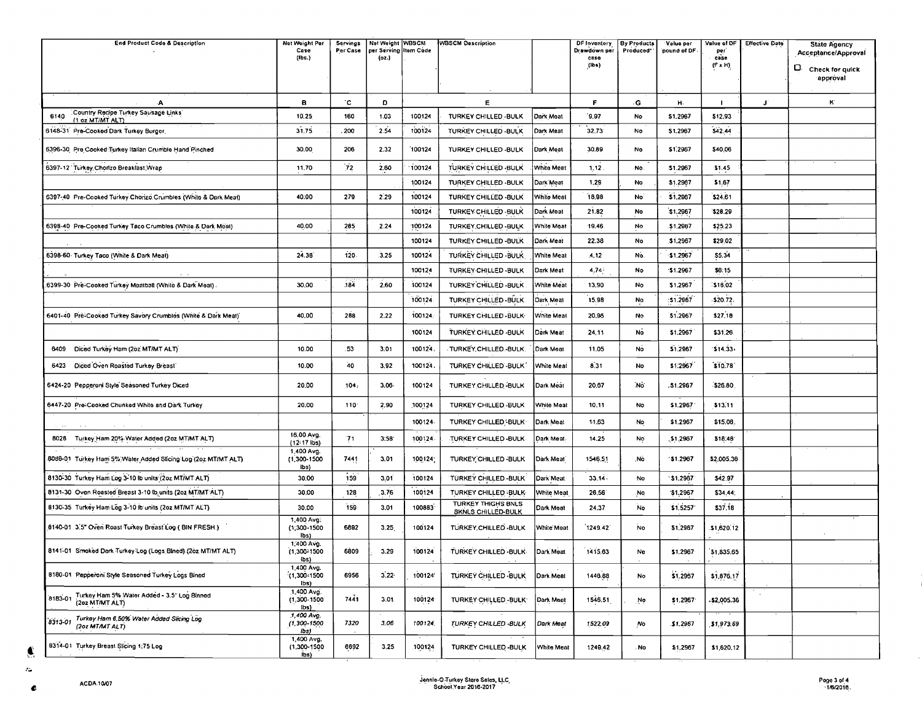| End Product Code & Description | Net Weight Per Case (lbs.) | Servings Per Case | Net Weight per Serving (oz.) | WBSCM Item Code | WBSCM Description | | DF Inventory Drawdown per case (lbs) | By Products Produced* | Value per pound of DF | Value of DF per case (F x H) | Effective Date | State Agency Acceptance/Approval ☐ Check for quick approval |
|---|---|---|---|---|---|---|---|---|---|---|---|---|
| A | B | C | D | | E | | F | G | H | I | J | K |
| 6140 Country Recipe Turkey Sausage Links (1 oz MT/MT ALT) | 10.25 | 160 | 1.03 | 100124 | TURKEY CHILLED -BULK | Dark Meat | 9.97 | No | $1.2967 | $12.93 | | |
| 6148-31 Pre-Cooked Dark Turkey Burger | 31.75 | 200 | 2.54 | 100124 | TURKEY CHILLED -BULK | Dark Meat | 32.73 | No | $1.2967 | $42.44 | | |
| 6396-30 Pre Cooked Turkey Italian Crumble Hand Pinched | 30.00 | 206 | 2.32 | 100124 | TURKEY CHILLED -BULK | Dark Meat | 30.89 | No | $1.2967 | $40.06 | | |
| 6397-12 Turkey Chorizo Breakfast Wrap | 11.70 | 72 | 2.60 | 100124 | TURKEY CHILLED -BULK | White Meat | 1.12 | No | $1.2967 | $1.45 | | |
| | | | | 100124 | TURKEY CHILLED -BULK | Dark Meat | 1.29 | No | $1.2967 | $1.67 | | |
| 6397-40 Pre-Cooked Turkey Chorizo Crumbles (White & Dark Meat) | 40.00 | 279 | 2.29 | 100124 | TURKEY CHILLED -BULK | White Meat | 18.98 | No | $1.2967 | $24.61 | | |
| | | | | 100124 | TURKEY CHILLED -BULK | Dark Meat | 21.82 | No | $1.2967 | $28.29 | | |
| 6398-40 Pre-Cooked Turkey Taco Crumbles (White & Dark Meat) | 40.00 | 285 | 2.24 | 100124 | TURKEY CHILLED -BULK | White Meat | 19.46 | No | $1.2967 | $25.23 | | |
| | | | | 100124 | TURKEY CHILLED -BULK | Dark Meat | 22.38 | No | $1.2967 | $29.02 | | |
| 6398-60 Turkey Taco (White & Dark Meat) | 24.38 | 120 | 3.25 | 100124 | TURKEY CHILLED -BULK | White Meat | 4.12 | No | $1.2967 | $5.34 | | |
| | | | | 100124 | TURKEY CHILLED -BULK | Dark Meat | 4.74 | No | $1.2967 | $6.15 | | |
| 6399-30 Pre-Cooked Turkey Meatball (White & Dark Meat) | 30.00 | 184 | 2.60 | 100124 | TURKEY CHILLED -BULK | White Meat | 13.90 | No | $1.2967 | $18.02 | | |
| | | | | 100124 | TURKEY CHILLED -BULK | Dark Meat | 15.98 | No | $1.2967 | $20.72 | | |
| 6401-40 Pre-Cooked Turkey Savory Crumbles (White & Dark Meat) | 40.00 | 288 | 2.22 | 100124 | TURKEY CHILLED -BULK | White Meat | 20.96 | No | $1.2967 | $27.18 | | |
| | | | | 100124 | TURKEY CHILLED -BULK | Dark Meat | 24.11 | No | $1.2967 | $31.26 | | |
| 6409 Diced Turkey Ham (2oz MT/MT ALT) | 10.00 | 53 | 3.01 | 100124 | TURKEY CHILLED -BULK | Dark Meat | 11.05 | No | $1.2967 | $14.33 | | |
| 6423 Diced Oven Roasted Turkey Breast | 10.00 | 40 | 3.92 | 100124 | TURKEY CHILLED -BULK | White Meat | 8.31 | No | $1.2967 | $10.78 | | |
| 6424-20 Pepperoni Style Seasoned Turkey Diced | 20.00 | 104 | 3.06 | 100124 | TURKEY CHILLED -BULK | Dark Meat | 20.67 | No | $1.2967 | $26.80 | | |
| 6447-20 Pre-Cooked Chunked White and Dark Turkey | 20.00 | 110 | 2.90 | 100124 | TURKEY CHILLED -BULK | White Meat | 10.11 | No | $1.2967 | $13.11 | | |
| | | | | 100124 | TURKEY CHILLED -BULK | Dark Meat | 11.63 | No | $1.2967 | $15.08 | | |
| 8028 Turkey Ham 20% Water Added (2oz MT/MT ALT) | 16.00 Avg. (12-17 lbs) | 71 | 3.58 | 100124 | TURKEY CHILLED -BULK | Dark Meat | 14.25 | No | $1.2967 | $18.48 | | |
| 8088-01 Turkey Ham 5% Water Added Slicing Log (2oz MT/MT ALT) | 1,400 Avg. (1,300-1500 lbs) | 7441 | 3.01 | 100124 | TURKEY CHILLED -BULK | Dark Meat | 1546.51 | No | $1.2967 | $2,005.36 | | |
| 8130-30 Turkey Ham Log 3-10 lb units (2oz MT/MT ALT) | 30.00 | 159 | 3.01 | 100124 | TURKEY CHILLED -BULK | Dark Meat | 33.14 | No | $1.2967 | $42.97 | | |
| 8131-30 Oven Roasted Breast 3-10 lb units (2oz MT/MT ALT) | 30.00 | 128 | 3.76 | 100124 | TURKEY CHILLED -BULK | White Meat | 26.56 | No | $1.2967 | $34.44 | | |
| 8130-35 Turkey Ham Log 3-10 lb units (2oz MT/MT ALT) | 30.00 | 159 | 3.01 | 100883 | TURKEY THIGHS BNLS SKNLS CHILLED-BULK | Dark Meat | 24.37 | No | $1.5257 | $37.18 | | |
| 8140-01 3.5" Oven Roast Turkey Breast Log ( BIN FRESH ) | 1,400 Avg. (1,300-1500 lbs) | 6892 | 3.25 | 100124 | TURKEY CHILLED -BULK | White Meat | 1249.42 | No | $1.2967 | $1,620.12 | | |
| 8141-01 Smoked Dark Turkey Log (Logs Bined) (2oz MT/MT ALT) | 1,400 Avg. (1,300-1500 lbs) | 6809 | 3.29 | 100124 | TURKEY CHILLED -BULK | Dark Meat | 1415.63 | No | $1.2967 | $1,835.65 | | |
| 8180-01 Pepperoni Style Seasoned Turkey Logs Bined | 1,400 Avg. (1,300-1500 lbs) | 6956 | 3.22 | 100124 | TURKEY CHILLED -BULK | Dark Meat | 1446.88 | No | $1.2967 | $1,876.17 | | |
| 8183-01 Turkey Ham 5% Water Added - 3.5" Log Binned (2oz MT/MT ALT) | 1,400 Avg. (1,300-1500 lbs) | 7441 | 3.01 | 100124 | TURKEY CHILLED -BULK | Dark Meat | 1546.51 | No | $1.2967 | $2,005.36 | | |
| *8313-01 Turkey Ham 6.50% Water Added Slicing Log (2oz MT/MT ALT)* | *1,400 Avg. (1,300-1500 lbs)* | *7320* | *3.06* | *100124* | *TURKEY CHILLED -BULK* | *Dark Meat* | *1522.09* | *No* | *$1.2967* | *$1,973.69* | | |
| 8314-01 Turkey Breast Slicing 1.75 Log | 1,400 Avg. (1,300-1500 lbs) | 6892 | 3.25 | 100124 | TURKEY CHILLED -BULK | White Meat | 1249.42 | No | $1.2967 | $1,620.12 | | |

ACDA 10/07

Jennie-O Turkey Store Sales, LLC
School Year 2016-2017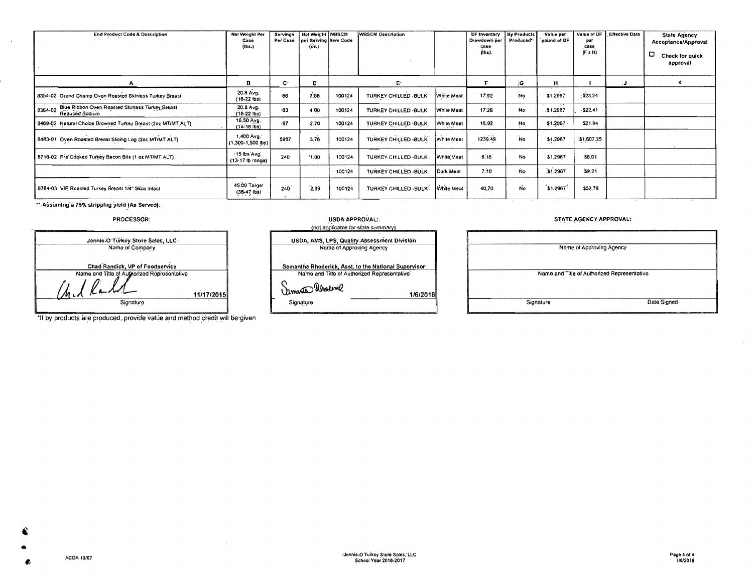| End Product Code & Description | Net Weight Per Case (lbs.) | Servings Per Case | Net Weight per Serving (oz.) | WBSCM Item Code | WBSCM Description | | DF Inventory Drawdown per case (lbs). | By Products Produced* | Value per pound of DF | Value of DF per case (F x H) | Effective Date | State Agency Acceptance/Approval ☐ Check for quick approval |
|---|---|---|---|---|---|---|---|---|---|---|---|---|
| A | B | C | D | E | | | F | G | H | I | J | K |
| 8354-02 Grand Champ Oven Roasted Skinless Turkey Breast | 20.8 Avg. (18-22 lbs) | 86 | 3.86 | 100124 | TURKEY CHILLED -BULK | White Meat | 17.92 | No | $1.2967 | $23.24 | | |
| 8364-02 Blue Ribbon Oven Roasted Skinless Turkey Breast Reduced Sodium | 20.8 Avg. (18-22 lbs) | 83 | 4.00 | 100124 | TURKEY CHILLED -BULK | White Meat | 17.28 | No | $1.2967 | $22.41 | | |
| 8469-02 Natural Choice Browned Turkey Breast (2oz MT/MT ALT) | 16.50 Avg. (14-18 lbs) | 97 | 2.70 | 100124 | TURKEY CHILLED -BULK | White Meat | 16.92 | No | $1.2967 | $21.94 | | |
| 8483-01 Oven Roasted Breast Slicing Log (2oz MT/MT ALT) | 1,400 Avg. (1,300-1,500 lbs) | 5957 | 3.76 | 100124 | TURKEY CHILLED -BULK | White Meat | 1239.49 | No | $1.2967 | $1,607.25 | | |
| 8716-02 Pre Cooked Turkey Bacon Bits (1 oz MT/MT ALT) | 15 lbs Avg. (13-17 lb range) | 240 | 1.00 | 100124 | TURKEY CHILLED -BULK | White Meat | 6.18 | No | $1.2967 | $8.01 | | |
| | | | | 100124 | TURKEY CHILLED -BULK | Dark Meat | 7.10 | No | $1.2967 | $9.21 | | |
| 8784-03 VIP Roasted Turkey Breast 1/4" Slice Intact | 45.00 Target (36-47 lbs) | 240 | 2.99 | 100124 | TURKEY CHILLED -BULK | White Meat | 40.70 | No | $1.2967 | $52.78 | | |

** Assuming a 75% stripping yield (As Served).

**PROCESSOR:**

Jennie-O Turkey Store Sales, LLC
Name of Company

Chad Randick, VP of Foodservice
Name and Title of Authorized Representative

Signature: [signed] 11/17/2015

**USDA APPROVAL:**
(not applicable for state summary)

USDA, AMS, LPS, Quality Assessment Division
Name of Approving Agency

Samantha Rhoderick, Asst. to the National Supervisor
Name and Title of Authorized Representative

Signature: [signed] 1/6/2016

**STATE AGENCY APPROVAL:**

Name of Approving Agency

Name and Title of Authorized Representative

Signature    Date Signed

*If by products are produced, provide value and method credit will be given

ACDA 10/07

Jennie-O Turkey Store Sales, LLC
School Year 2016-2017